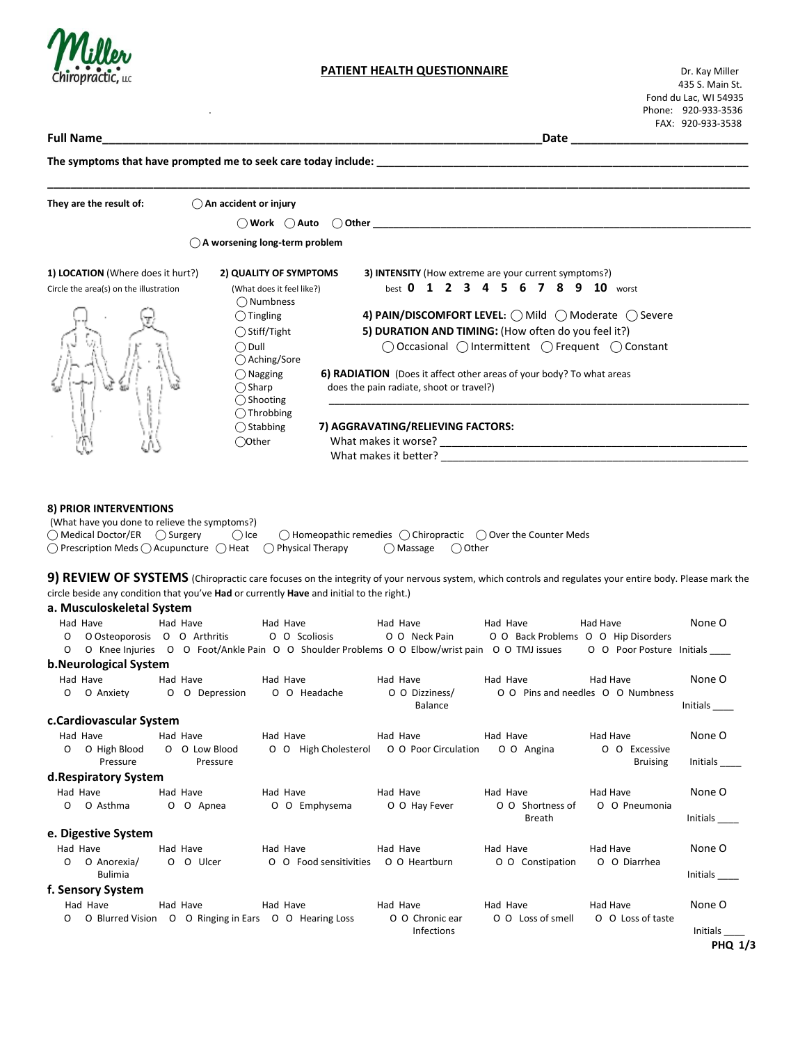Miller Chiropractic, LLC

## PATIENT HEALTH QUESTIONNAIRE

Dr. Kay Miller
435 S. Main St.
Fond du Lac, WI 54935
Phone: 920-933-3536
FAX: 920-933-3538

**Full Name**\_\_\_\_\_\_\_\_\_\_\_\_\_\_\_\_\_\_\_\_\_\_\_\_\_\_\_\_\_\_\_\_\_\_\_\_\_\_\_\_\_\_\_\_\_\_\_\_\_\_\_\_\_\_\_\_\_\_\_\_\_\_\_\_\_\_\_\_\_\_ **Date** \_\_\_\_\_\_\_\_\_\_\_\_\_\_\_\_\_\_\_\_\_\_\_\_\_\_\_\_

**The symptoms that have prompted me to seek care today include:** \_\_\_\_\_\_\_\_\_\_\_\_\_\_\_\_\_\_\_\_\_\_\_\_\_\_\_\_\_\_\_\_\_\_\_\_\_\_\_\_\_\_\_\_\_\_\_\_\_\_\_\_\_\_\_\_\_\_\_\_\_\_

\_\_\_\_\_\_\_\_\_\_\_\_\_\_\_\_\_\_\_\_\_\_\_\_\_\_\_\_\_\_\_\_\_\_\_\_\_\_\_\_\_\_\_\_\_\_\_\_\_\_\_\_\_\_\_\_\_\_\_\_\_\_\_\_\_\_\_\_\_\_\_\_\_\_\_\_\_\_\_\_\_\_\_\_\_\_\_\_\_\_\_\_\_\_\_\_\_\_\_\_\_\_\_\_\_\_

**They are the result of:** ◯ **An accident or injury**

◯ **Work** ◯ **Auto** ◯ **Other** \_\_\_\_\_\_\_\_\_\_\_\_\_\_\_\_\_\_\_\_\_\_\_\_\_\_\_\_\_\_\_\_\_\_\_\_\_\_\_\_\_\_\_\_\_\_\_\_\_\_\_\_\_\_\_\_\_\_\_\_\_\_\_\_\_\_\_

◯ **A worsening long-term problem**

**1) LOCATION** (Where does it hurt?)
Circle the area(s) on the illustration

**2) QUALITY OF SYMPTOMS**
(What does it feel like?)
◯ Numbness
◯ Tingling
◯ Stiff/Tight
◯ Dull
◯ Aching/Sore
◯ Nagging
◯ Sharp
◯ Shooting
◯ Throbbing
◯ Stabbing
◯ Other

**3) INTENSITY** (How extreme are your current symptoms?)
best **0 1 2 3 4 5 6 7 8 9 10** worst

**4) PAIN/DISCOMFORT LEVEL:** ◯ Mild ◯ Moderate ◯ Severe

**5) DURATION AND TIMING:** (How often do you feel it?)
◯ Occasional ◯ Intermittent ◯ Frequent ◯ Constant

**6) RADIATION** (Does it affect other areas of your body? To what areas does the pain radiate, shoot or travel?)
\_\_\_\_\_\_\_\_\_\_\_\_\_\_\_\_\_\_\_\_\_\_\_\_\_\_\_\_\_\_\_\_\_\_\_\_\_\_\_\_\_\_\_\_\_\_\_\_\_\_\_\_\_\_\_\_\_\_\_\_\_\_\_\_

**7) AGGRAVATING/RELIEVING FACTORS:**
What makes it worse? \_\_\_\_\_\_\_\_\_\_\_\_\_\_\_\_\_\_\_\_\_\_\_\_\_\_\_\_\_\_\_\_\_\_\_\_\_\_\_\_\_\_\_\_\_\_\_\_\_\_
What makes it better? \_\_\_\_\_\_\_\_\_\_\_\_\_\_\_\_\_\_\_\_\_\_\_\_\_\_\_\_\_\_\_\_\_\_\_\_\_\_\_\_\_\_\_\_\_\_\_\_\_\_

**8) PRIOR INTERVENTIONS**
(What have you done to relieve the symptoms?)
◯ Medical Doctor/ER ◯ Surgery ◯ Ice ◯ Homeopathic remedies ◯ Chiropractic ◯ Over the Counter Meds
◯ Prescription Meds ◯ Acupuncture ◯ Heat ◯ Physical Therapy ◯ Massage ◯ Other

**9) REVIEW OF SYSTEMS** (Chiropractic care focuses on the integrity of your nervous system, which controls and regulates your entire body. Please mark the circle beside any condition that you've **Had** or currently **Have** and initial to the right.)

### a. Musculoskeletal System

| Had Have | Had Have | Had Have | Had Have | Had Have | Had Have | None O |
|---|---|---|---|---|---|---|
| O O Osteoporosis | O O Arthritis | O O Scoliosis | O O Neck Pain | O O Back Problems | O O Hip Disorders | |
| O O Knee Injuries | O O Foot/Ankle Pain | O O Shoulder Problems | O O Elbow/wrist pain | O O TMJ issues | O O Poor Posture | Initials \_\_\_\_ |

### b. Neurological System

| Had Have | Had Have | Had Have | Had Have | Had Have | Had Have | None O |
|---|---|---|---|---|---|---|
| O O Anxiety | O O Depression | O O Headache | O O Dizziness/ Balance | O O Pins and needles | O O Numbness | Initials \_\_\_\_ |

### c. Cardiovascular System

| Had Have | Had Have | Had Have | Had Have | Had Have | Had Have | None O |
|---|---|---|---|---|---|---|
| O O High Blood Pressure | O O Low Blood Pressure | O O High Cholesterol | O O Poor Circulation | O O Angina | O O Excessive Bruising | Initials \_\_\_\_ |

### d. Respiratory System

| Had Have | Had Have | Had Have | Had Have | Had Have | Had Have | None O |
|---|---|---|---|---|---|---|
| O O Asthma | O O Apnea | O O Emphysema | O O Hay Fever | O O Shortness of Breath | O O Pneumonia | Initials \_\_\_\_ |

### e. Digestive System

| Had Have | Had Have | Had Have | Had Have | Had Have | Had Have | None O |
|---|---|---|---|---|---|---|
| O O Anorexia/ Bulimia | O O Ulcer | O O Food sensitivities | O O Heartburn | O O Constipation | O O Diarrhea | Initials \_\_\_\_ |

### f. Sensory System

| Had Have | Had Have | Had Have | Had Have | Had Have | Had Have | None O |
|---|---|---|---|---|---|---|
| O O Blurred Vision | O O Ringing in Ears | O O Hearing Loss | O O Chronic ear Infections | O O Loss of smell | O O Loss of taste | Initials \_\_\_\_ |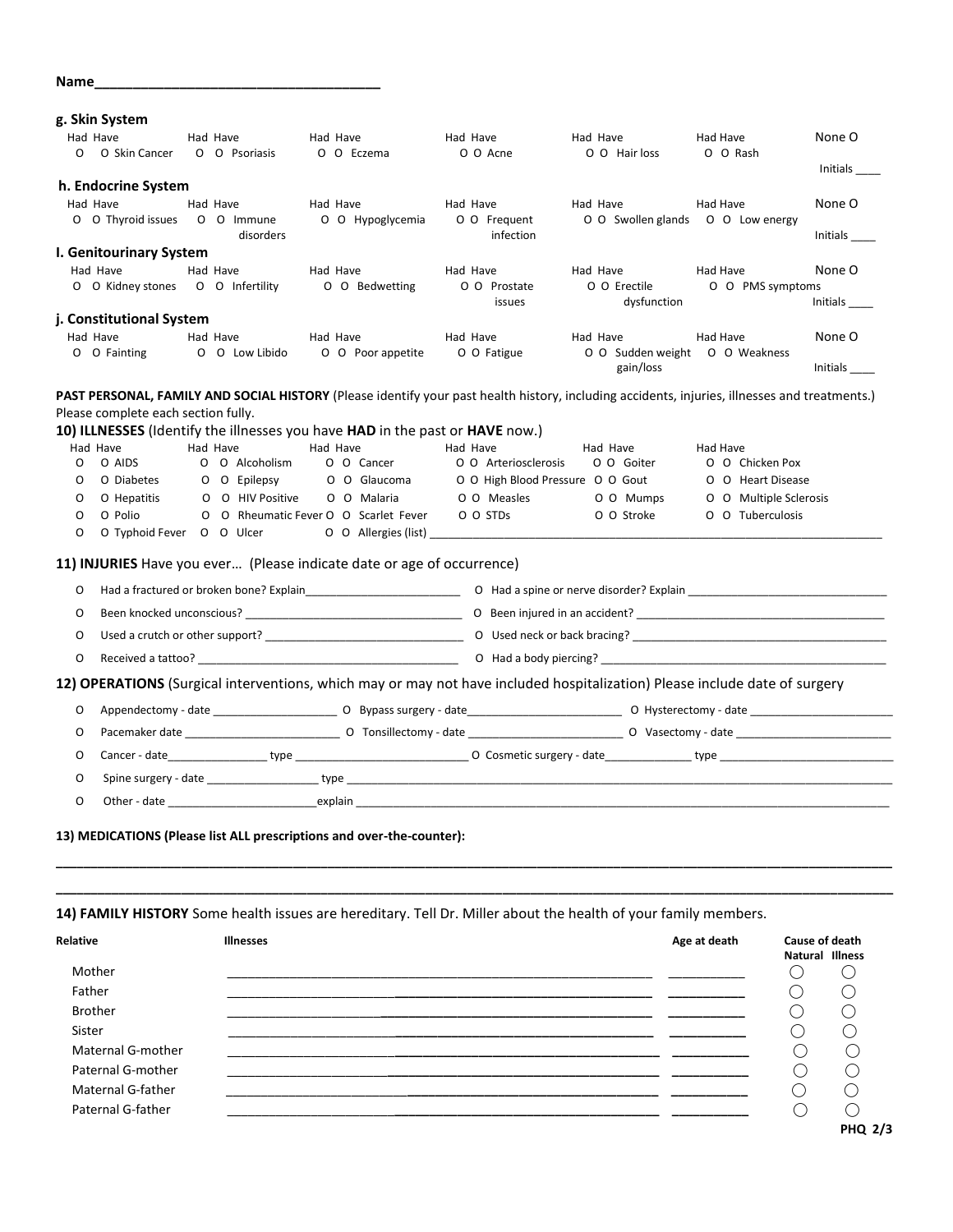**Name**___________________________________

### g. Skin System

| Had | Have | | Had | Have | | Had | Have | | Had | Have | | Had | Have | | Had | Have | | |
|---|---|---|---|---|---|---|---|---|---|---|---|---|---|---|---|---|---|---|
| O | O | Skin Cancer | O | O | Psoriasis | O | O | Eczema | O | O | Acne | O | O | Hair loss | O | O | Rash | None O<br>Initials ____ |

### h. Endocrine System

| Had | Have | | Had | Have | | Had | Have | | Had | Have | | Had | Have | | Had | Have | | |
|---|---|---|---|---|---|---|---|---|---|---|---|---|---|---|---|---|---|---|
| O | O | Thyroid issues | O | O | Immune disorders | O | O | Hypoglycemia | O | O | Frequent infection | O | O | Swollen glands | O | O | Low energy | None O<br>Initials ____ |

### I. Genitourinary System

| Had | Have | | Had | Have | | Had | Have | | Had | Have | | Had | Have | | Had | Have | | |
|---|---|---|---|---|---|---|---|---|---|---|---|---|---|---|---|---|---|---|
| O | O | Kidney stones | O | O | Infertility | O | O | Bedwetting | O | O | Prostate issues | O | O | Erectile dysfunction | O | O | PMS symptoms | None O<br>Initials ____ |

### j. Constitutional System

| Had | Have | | Had | Have | | Had | Have | | Had | Have | | Had | Have | | Had | Have | | |
|---|---|---|---|---|---|---|---|---|---|---|---|---|---|---|---|---|---|---|
| O | O | Fainting | O | O | Low Libido | O | O | Poor appetite | O | O | Fatigue | O | O | Sudden weight gain/loss | O | O | Weakness | None O<br>Initials ____ |

**PAST PERSONAL, FAMILY AND SOCIAL HISTORY** (Please identify your past health history, including accidents, injuries, illnesses and treatments.) Please complete each section fully.

**10) ILLNESSES** (Identify the illnesses you have **HAD** in the past or **HAVE** now.)

| Had | Have | | Had | Have | | Had | Have | | Had | Have | | Had | Have | | Had | Have | |
|---|---|---|---|---|---|---|---|---|---|---|---|---|---|---|---|---|---|
| O | O | AIDS | O | O | Alcoholism | O | O | Cancer | O | O | Arteriosclerosis | O | O | Goiter | O | O | Chicken Pox |
| O | O | Diabetes | O | O | Epilepsy | O | O | Glaucoma | O | O | High Blood Pressure | O | O | Gout | O | O | Heart Disease |
| O | O | Hepatitis | O | O | HIV Positive | O | O | Malaria | O | O | Measles | O | O | Mumps | O | O | Multiple Sclerosis |
| O | O | Polio | O | O | Rheumatic Fever | O | O | Scarlet Fever | O | O | STDs | O | O | Stroke | O | O | Tuberculosis |
| O | O | Typhoid Fever | O | O | Ulcer | O | O | Allergies (list) ______________________________ | | | | | | | | | |

**11) INJURIES** Have you ever… (Please indicate date or age of occurrence)

- O Had a fractured or broken bone? Explain_________________________
- O Had a spine or nerve disorder? Explain _______________________________
- O Been knocked unconscious? __________________________________
- O Been injured in an accident? _______________________________________
- O Used a crutch or other support? _______________________________
- O Used neck or back bracing? _________________________________________
- O Received a tattoo? _________________________________________
- O Had a body piercing? ____________________________________________

**12) OPERATIONS** (Surgical interventions, which may or may not have included hospitalization) Please include date of surgery

- O Appendectomy - date ____________________
- O Bypass surgery - date_________________________
- O Hysterectomy - date _______________________
- O Pacemaker date _________________________
- O Tonsillectomy - date _________________________
- O Vasectomy - date _________________________
- O Cancer - date________________ type _____________________________
- O Cosmetic surgery - date______________ type ____________________________
- O Spine surgery - date __________________ type ______________________________________________
- O Other - date _______________________explain _______________________________________________

**13) MEDICATIONS (Please list ALL prescriptions and over-the-counter):**

______________________________________________________________________________________

______________________________________________________________________________________

**14) FAMILY HISTORY** Some health issues are hereditary. Tell Dr. Miller about the health of your family members.

| Relative | Illnesses | Age at death | Cause of death Natural | Cause of death Illness |
|---|---|---|---|---|
| Mother | ____________________________________ | __________ | ◯ | ◯ |
| Father | ____________________________________ | __________ | ◯ | ◯ |
| Brother | ____________________________________ | __________ | ◯ | ◯ |
| Sister | ____________________________________ | __________ | ◯ | ◯ |
| Maternal G-mother | ____________________________________ | __________ | ◯ | ◯ |
| Paternal G-mother | ____________________________________ | __________ | ◯ | ◯ |
| Maternal G-father | ____________________________________ | __________ | ◯ | ◯ |
| Paternal G-father | ____________________________________ | __________ | ◯ | ◯ |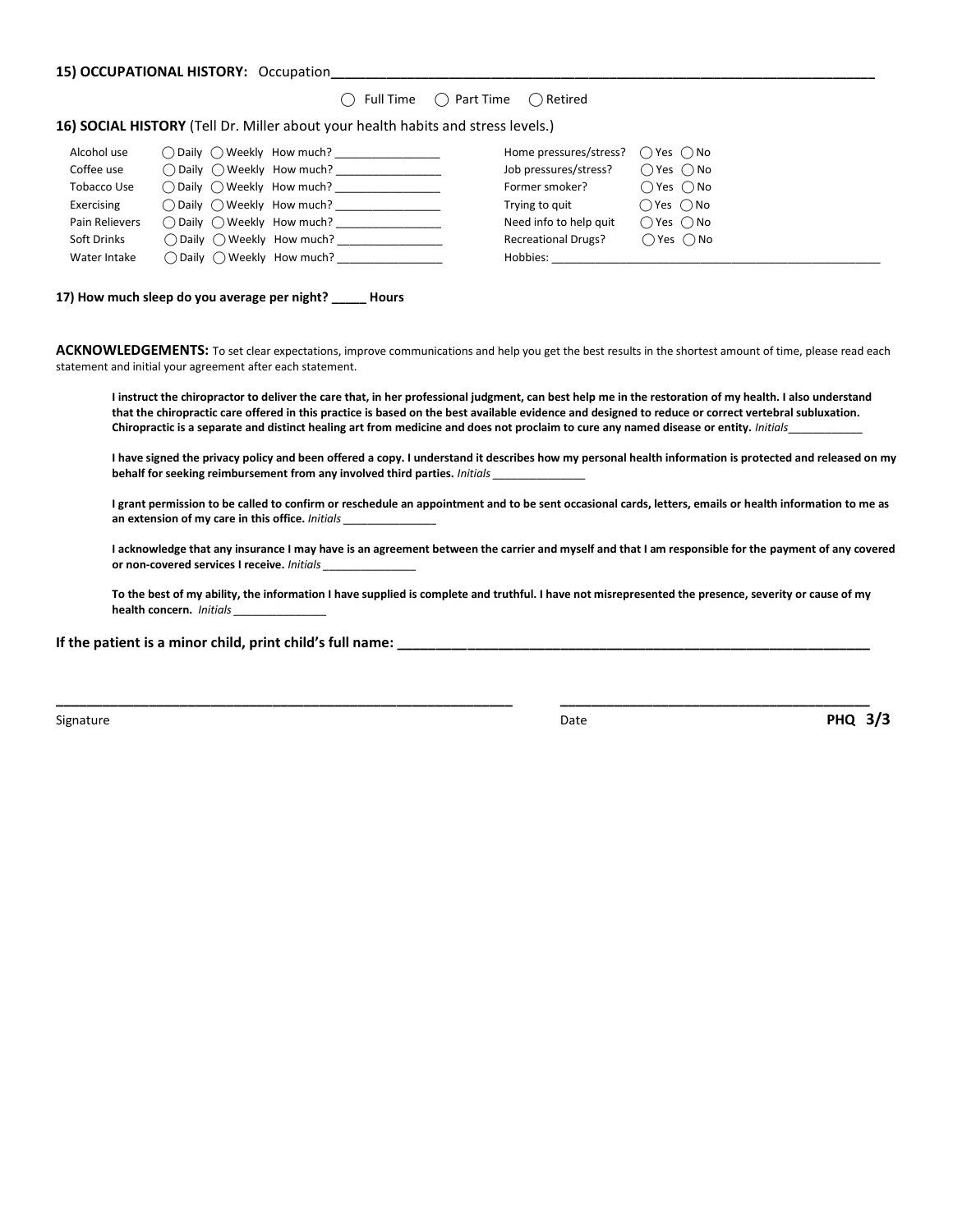**15) OCCUPATIONAL HISTORY:** Occupation\_\_\_\_\_\_\_\_\_\_\_\_\_\_\_\_\_\_\_\_\_\_\_\_\_\_\_\_\_\_\_\_\_\_\_\_\_\_\_\_\_\_\_\_\_\_\_\_\_\_\_\_\_\_\_\_\_\_\_\_

◯ Full Time ◯ Part Time ◯ Retired

**16) SOCIAL HISTORY** (Tell Dr. Miller about your health habits and stress levels.)

| | | | | |
|---|---|---|---|---|
| Alcohol use | ◯ Daily ◯ Weekly | How much? \_\_\_\_\_\_\_\_\_\_\_\_\_\_\_\_ | Home pressures/stress? | ◯ Yes ◯ No |
| Coffee use | ◯ Daily ◯ Weekly | How much? \_\_\_\_\_\_\_\_\_\_\_\_\_\_\_\_ | Job pressures/stress? | ◯ Yes ◯ No |
| Tobacco Use | ◯ Daily ◯ Weekly | How much? \_\_\_\_\_\_\_\_\_\_\_\_\_\_\_\_ | Former smoker? | ◯ Yes ◯ No |
| Exercising | ◯ Daily ◯ Weekly | How much? \_\_\_\_\_\_\_\_\_\_\_\_\_\_\_\_ | Trying to quit | ◯ Yes ◯ No |
| Pain Relievers | ◯ Daily ◯ Weekly | How much? \_\_\_\_\_\_\_\_\_\_\_\_\_\_\_\_ | Need info to help quit | ◯ Yes ◯ No |
| Soft Drinks | ◯ Daily ◯ Weekly | How much? \_\_\_\_\_\_\_\_\_\_\_\_\_\_\_\_ | Recreational Drugs? | ◯ Yes ◯ No |
| Water Intake | ◯ Daily ◯ Weekly | How much? \_\_\_\_\_\_\_\_\_\_\_\_\_\_\_\_ | Hobbies: \_\_\_\_\_\_\_\_\_\_\_\_\_\_\_\_\_\_\_\_\_\_\_\_\_\_\_\_\_\_\_\_ | |

**17) How much sleep do you average per night? \_\_\_\_\_ Hours**

**ACKNOWLEDGEMENTS:** To set clear expectations, improve communications and help you get the best results in the shortest amount of time, please read each statement and initial your agreement after each statement.

**I instruct the chiropractor to deliver the care that, in her professional judgment, can best help me in the restoration of my health. I also understand that the chiropractic care offered in this practice is based on the best available evidence and designed to reduce or correct vertebral subluxation. Chiropractic is a separate and distinct healing art from medicine and does not proclaim to cure any named disease or entity.** *Initials*\_\_\_\_\_\_\_\_\_\_\_\_

**I have signed the privacy policy and been offered a copy. I understand it describes how my personal health information is protected and released on my behalf for seeking reimbursement from any involved third parties.** *Initials* \_\_\_\_\_\_\_\_\_\_\_\_\_\_\_

**I grant permission to be called to confirm or reschedule an appointment and to be sent occasional cards, letters, emails or health information to me as an extension of my care in this office.** *Initials* \_\_\_\_\_\_\_\_\_\_\_\_\_\_\_

**I acknowledge that any insurance I may have is an agreement between the carrier and myself and that I am responsible for the payment of any covered or non-covered services I receive.** *Initials* \_\_\_\_\_\_\_\_\_\_\_\_\_\_\_

**To the best of my ability, the information I have supplied is complete and truthful. I have not misrepresented the presence, severity or cause of my health concern.** *Initials* \_\_\_\_\_\_\_\_\_\_\_\_\_\_\_

**If the patient is a minor child, print child's full name: \_\_\_\_\_\_\_\_\_\_\_\_\_\_\_\_\_\_\_\_\_\_\_\_\_\_\_\_\_\_\_\_\_\_\_\_\_\_\_\_\_\_\_\_\_\_\_\_\_\_\_\_\_\_\_\_\_\_\_\_\_\_**

\_\_\_\_\_\_\_\_\_\_\_\_\_\_\_\_\_\_\_\_\_\_\_\_\_\_\_\_\_\_\_\_\_\_\_\_\_\_\_\_\_\_\_\_\_\_\_\_\_\_\_\_\_\_\_\_\_\_ \_\_\_\_\_\_\_\_\_\_\_\_\_\_\_\_\_\_\_\_\_\_\_\_\_\_\_\_\_\_\_\_\_\_\_\_\_\_\_\_

Signature Date **PHQ 3/3**